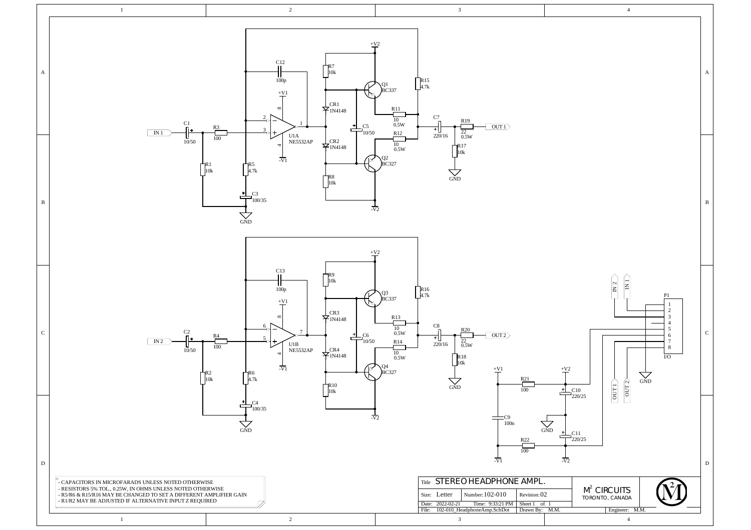- CAPACITORS IN MICROFARADS UNLESS NOTED OTHERWISE
- RESISTORS 5% TOL., 0.25W, IN OHMS UNLESS NOTED OTHERWISE
- R5/R6 & R15/R16 MAY BE CHANGED TO SET A DIFFERENT AMPLIFIER GAIN
- R1/R2 MAY BE ADJUSTED IF ALTERNATIVE INPUT Z REQUIRED

| Title | STEREO HEADPHONE AMPL. | | | M[2] CIRCUITS TORONTO, CANADA |
|---|---|---|---|---|
| Size: Letter | Number: 102-010 | Revision: 02 | | |
| Date: 2022-02-21 | Time: 9:33:21 PM | Sheet 1 of 1 | | |
| File: 102-010_HeadphoneAmp.SchDot | | Drawn By: M.M. | Engineer: M.M. | |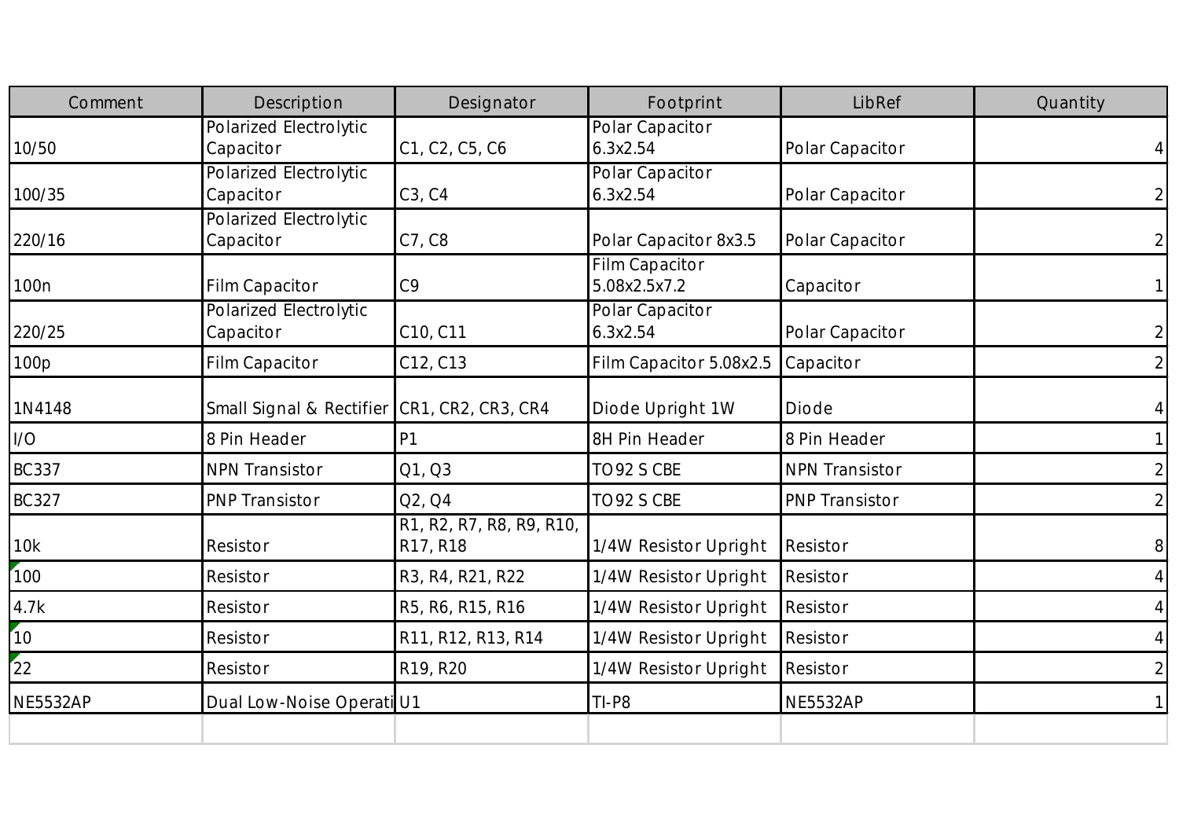| Comment | Description | Designator | Footprint | LibRef | Quantity |
|---|---|---|---|---|---|
| 10/50 | Polarized Electrolytic Capacitor | C1, C2, C5, C6 | Polar Capacitor 6.3x2.54 | Polar Capacitor | 4 |
| 100/35 | Polarized Electrolytic Capacitor | C3, C4 | Polar Capacitor 6.3x2.54 | Polar Capacitor | 2 |
| 220/16 | Polarized Electrolytic Capacitor | C7, C8 | Polar Capacitor 8x3.5 | Polar Capacitor | 2 |
| 100n | Film Capacitor | C9 | Film Capacitor 5.08x2.5x7.2 | Capacitor | 1 |
| 220/25 | Polarized Electrolytic Capacitor | C10, C11 | Polar Capacitor 6.3x2.54 | Polar Capacitor | 2 |
| 100p | Film Capacitor | C12, C13 | Film Capacitor 5.08x2.5 | Capacitor | 2 |
| 1N4148 | Small Signal & Rectifier | CR1, CR2, CR3, CR4 | Diode Upright 1W | Diode | 4 |
| I/O | 8 Pin Header | P1 | 8H Pin Header | 8 Pin Header | 1 |
| BC337 | NPN Transistor | Q1, Q3 | TO92 S CBE | NPN Transistor | 2 |
| BC327 | PNP Transistor | Q2, Q4 | TO92 S CBE | PNP Transistor | 2 |
| 10k | Resistor | R1, R2, R7, R8, R9, R10, R17, R18 | 1/4W Resistor Upright | Resistor | 8 |
| 100 | Resistor | R3, R4, R21, R22 | 1/4W Resistor Upright | Resistor | 4 |
| 4.7k | Resistor | R5, R6, R15, R16 | 1/4W Resistor Upright | Resistor | 4 |
| 10 | Resistor | R11, R12, R13, R14 | 1/4W Resistor Upright | Resistor | 4 |
| 22 | Resistor | R19, R20 | 1/4W Resistor Upright | Resistor | 2 |
| NE5532AP | Dual Low-Noise Operati | U1 | TI-P8 | NE5532AP | 1 |